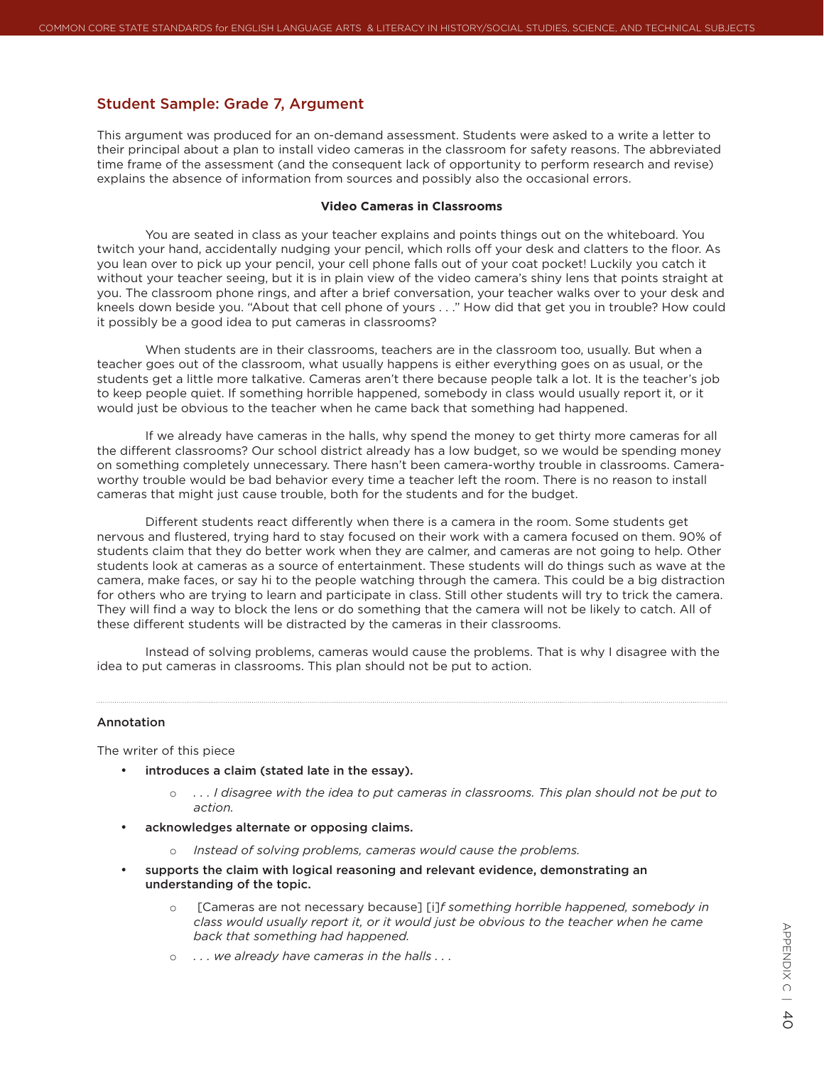## Student Sample: Grade 7, Argument

This argument was produced for an on-demand assessment. Students were asked to a write a letter to their principal about a plan to install video cameras in the classroom for safety reasons. The abbreviated time frame of the assessment (and the consequent lack of opportunity to perform research and revise) explains the absence of information from sources and possibly also the occasional errors.

**Video Cameras in Classrooms**

You are seated in class as your teacher explains and points things out on the whiteboard. You twitch your hand, accidentally nudging your pencil, which rolls off your desk and clatters to the floor. As you lean over to pick up your pencil, your cell phone falls out of your coat pocket! Luckily you catch it without your teacher seeing, but it is in plain view of the video camera's shiny lens that points straight at you. The classroom phone rings, and after a brief conversation, your teacher walks over to your desk and kneels down beside you. "About that cell phone of yours . . ." How did that get you in trouble? How could it possibly be a good idea to put cameras in classrooms?

When students are in their classrooms, teachers are in the classroom too, usually. But when a teacher goes out of the classroom, what usually happens is either everything goes on as usual, or the students get a little more talkative. Cameras aren't there because people talk a lot. It is the teacher's job to keep people quiet. If something horrible happened, somebody in class would usually report it, or it would just be obvious to the teacher when he came back that something had happened.

If we already have cameras in the halls, why spend the money to get thirty more cameras for all the different classrooms? Our school district already has a low budget, so we would be spending money on something completely unnecessary. There hasn't been camera-worthy trouble in classrooms. Camera-worthy trouble would be bad behavior every time a teacher left the room. There is no reason to install cameras that might just cause trouble, both for the students and for the budget.

Different students react differently when there is a camera in the room. Some students get nervous and flustered, trying hard to stay focused on their work with a camera focused on them. 90% of students claim that they do better work when they are calmer, and cameras are not going to help. Other students look at cameras as a source of entertainment. These students will do things such as wave at the camera, make faces, or say hi to the people watching through the camera. This could be a big distraction for others who are trying to learn and participate in class. Still other students will try to trick the camera. They will find a way to block the lens or do something that the camera will not be likely to catch. All of these different students will be distracted by the cameras in their classrooms.

Instead of solving problems, cameras would cause the problems. That is why I disagree with the idea to put cameras in classrooms. This plan should not be put to action.

---

### Annotation

The writer of this piece

- **introduces a claim (stated late in the essay).**
  - *. . . I disagree with the idea to put cameras in classrooms. This plan should not be put to action.*
- **acknowledges alternate or opposing claims.**
  - *Instead of solving problems, cameras would cause the problems.*
- **supports the claim with logical reasoning and relevant evidence, demonstrating an understanding of the topic.**
  - [Cameras are not necessary because] [i]*f something horrible happened, somebody in class would usually report it, or it would just be obvious to the teacher when he came back that something had happened.*
  - *. . . we already have cameras in the halls . . .*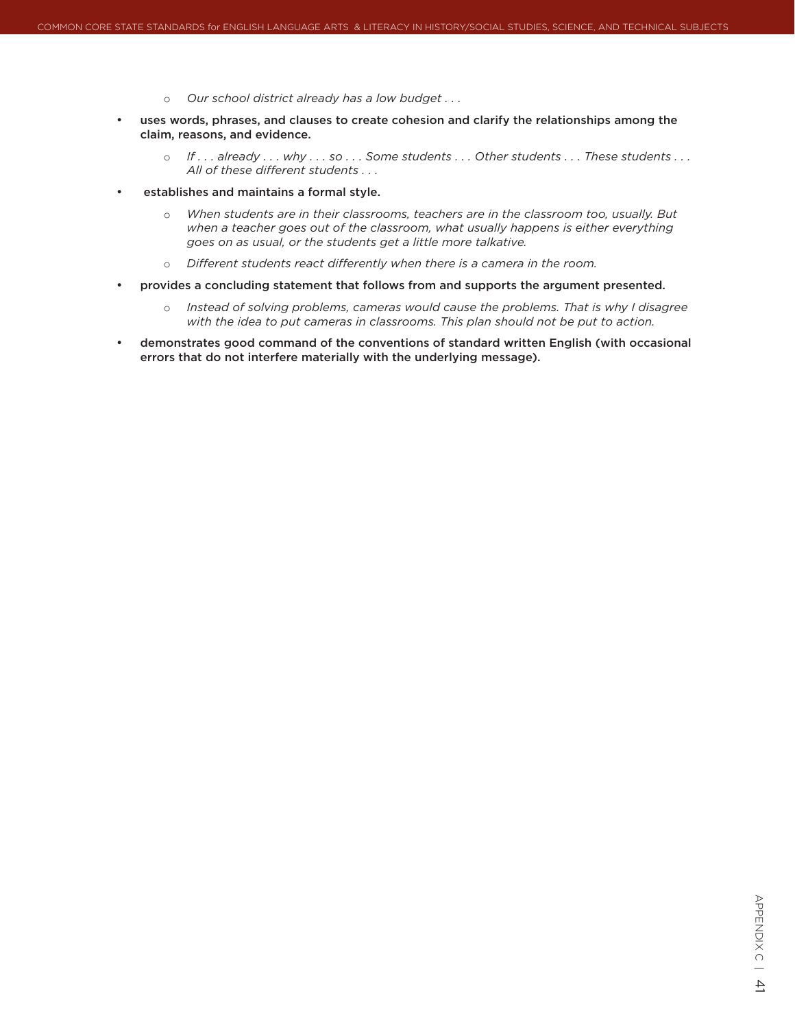- *Our school district already has a low budget . . .*
- **uses words, phrases, and clauses to create cohesion and clarify the relationships among the claim, reasons, and evidence.**
  - *If . . . already . . . why . . . so . . . Some students . . . Other students . . . These students . . . All of these different students . . .*
- **establishes and maintains a formal style.**
  - *When students are in their classrooms, teachers are in the classroom too, usually. But when a teacher goes out of the classroom, what usually happens is either everything goes on as usual, or the students get a little more talkative.*
  - *Different students react differently when there is a camera in the room.*
- **provides a concluding statement that follows from and supports the argument presented.**
  - *Instead of solving problems, cameras would cause the problems. That is why I disagree with the idea to put cameras in classrooms. This plan should not be put to action.*
- **demonstrates good command of the conventions of standard written English (with occasional errors that do not interfere materially with the underlying message).**